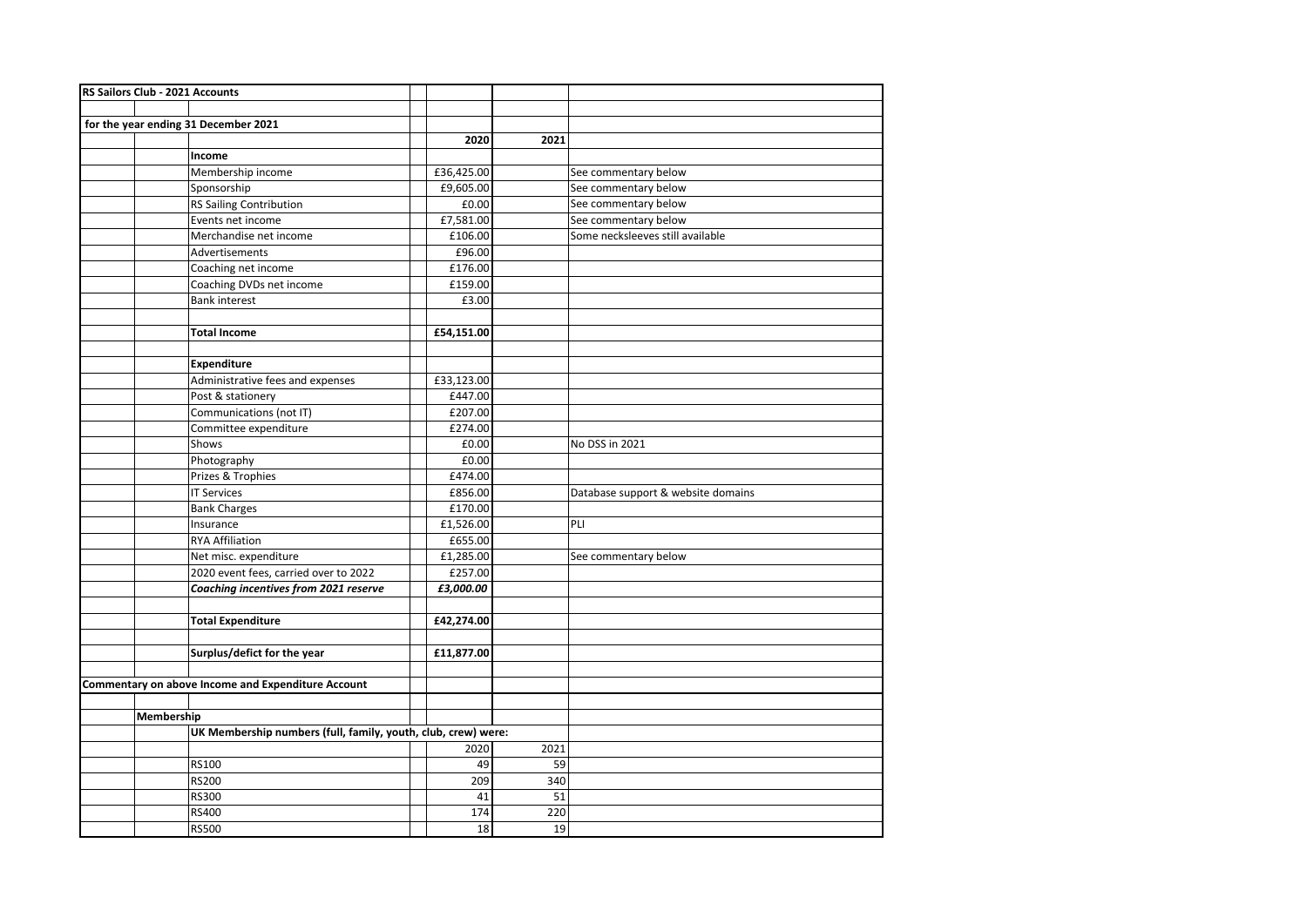**RS Sailors Club - 2021 Accounts**

**for the year ending 31 December 2021**

| | 2020 | 2021 | |
|---|---|---|---|
| **Income** | | | |
| Membership income | £36,425.00 | | See commentary below |
| Sponsorship | £9,605.00 | | See commentary below |
| RS Sailing Contribution | £0.00 | | See commentary below |
| Events net income | £7,581.00 | | See commentary below |
| Merchandise net income | £106.00 | | Some necksleeves still available |
| Advertisements | £96.00 | | |
| Coaching net income | £176.00 | | |
| Coaching DVDs net income | £159.00 | | |
| Bank interest | £3.00 | | |
| | | | |
| **Total Income** | **£54,151.00** | | |
| | | | |
| **Expenditure** | | | |
| Administrative fees and expenses | £33,123.00 | | |
| Post & stationery | £447.00 | | |
| Communications (not IT) | £207.00 | | |
| Committee expenditure | £274.00 | | |
| Shows | £0.00 | | No DSS in 2021 |
| Photography | £0.00 | | |
| Prizes & Trophies | £474.00 | | |
| IT Services | £856.00 | | Database support & website domains |
| Bank Charges | £170.00 | | |
| Insurance | £1,526.00 | | PLI |
| RYA Affiliation | £655.00 | | |
| Net misc. expenditure | £1,285.00 | | See commentary below |
| 2020 event fees, carried over to 2022 | £257.00 | | |
| ***Coaching incentives from 2021 reserve*** | ***£3,000.00*** | | |
| | | | |
| **Total Expenditure** | **£42,274.00** | | |
| | | | |
| **Surplus/defict for the year** | **£11,877.00** | | |

**Commentary on above Income and Expenditure Account**

**Membership**

**UK Membership numbers (full, family, youth, club, crew) were:**

| | 2020 | 2021 |
|---|---|---|
| RS100 | 49 | 59 |
| RS200 | 209 | 340 |
| RS300 | 41 | 51 |
| RS400 | 174 | 220 |
| RS500 | 18 | 19 |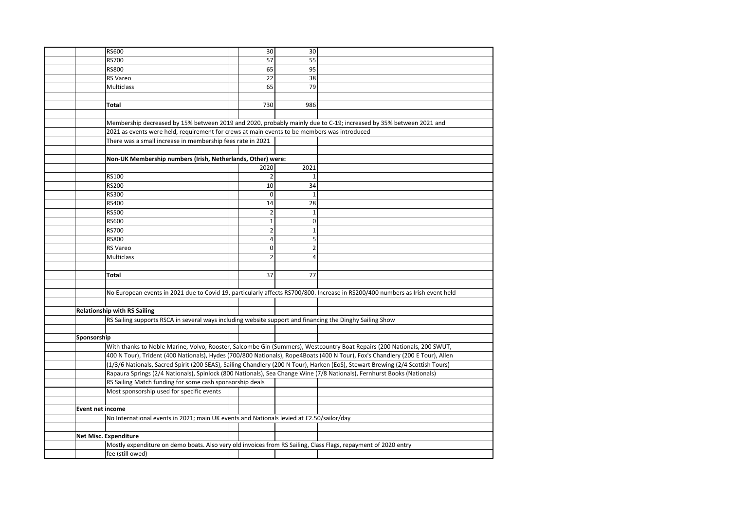| | | |
|---|---|---|
| RS600 | 30 | 30 |
| RS700 | 57 | 55 |
| RS800 | 65 | 95 |
| RS Vareo | 22 | 38 |
| Multiclass | 65 | 79 |
| | | |
| **Total** | 730 | 986 |

Membership decreased by 15% between 2019 and 2020, probably mainly due to C-19; increased by 35% between 2021 and 2021 as events were held, requirement for crews at main events to be members was introduced

There was a small increase in membership fees rate in 2021

**Non-UK Membership numbers (Irish, Netherlands, Other) were:**

| | 2020 | 2021 |
|---|---|---|
| RS100 | 2 | 1 |
| RS200 | 10 | 34 |
| RS300 | 0 | 1 |
| RS400 | 14 | 28 |
| RS500 | 2 | 1 |
| RS600 | 1 | 0 |
| RS700 | 2 | 1 |
| RS800 | 4 | 5 |
| RS Vareo | 0 | 2 |
| Multiclass | 2 | 4 |
| | | |
| **Total** | 37 | 77 |

No European events in 2021 due to Covid 19, particularly affects RS700/800. Increase in RS200/400 numbers as Irish event held

**Relationship with RS Sailing**

RS Sailing supports RSCA in several ways including website support and financing the Dinghy Sailing Show

**Sponsorship**

With thanks to Noble Marine, Volvo, Rooster, Salcombe Gin (Summers), Westcountry Boat Repairs (200 Nationals, 200 SWUT, 400 N Tour), Trident (400 Nationals), Hydes (700/800 Nationals), Rope4Boats (400 N Tour), Fox's Chandlery (200 E Tour), Allen (1/3/6 Nationals, Sacred Spirit (200 SEAS), Sailing Chandlery (200 N Tour), Harken (EoS), Stewart Brewing (2/4 Scottish Tours) Rapaura Springs (2/4 Nationals), Spinlock (800 Nationals), Sea Change Wine (7/8 Nationals), Fernhurst Books (Nationals)

RS Sailing Match funding for some cash sponsorship deals

Most sponsorship used for specific events

**Event net income**

No International events in 2021; main UK events and Nationals levied at £2.50/sailor/day

**Net Misc. Expenditure**

Mostly expenditure on demo boats. Also very old invoices from RS Sailing, Class Flags, repayment of 2020 entry fee (still owed)